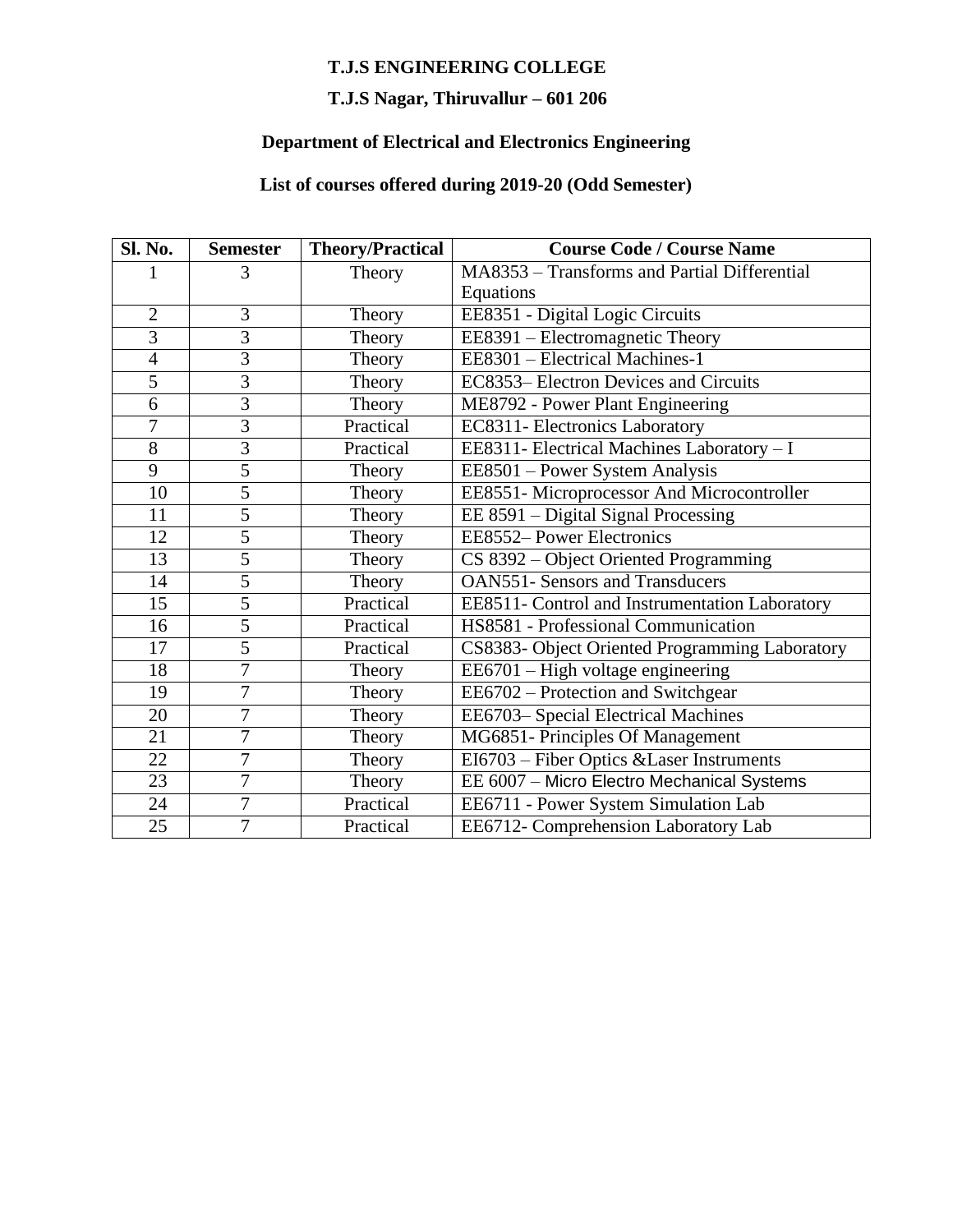# T.J.S ENGINEERING COLLEGE

## T.J.S Nagar, Thiruvallur – 601 206

### Department of Electrical and Electronics Engineering

### List of courses offered during 2019-20 (Odd Semester)

| Sl. No. | Semester | Theory/Practical | Course Code / Course Name |
|---|---|---|---|
| 1 | 3 | Theory | MA8353 – Transforms and Partial Differential Equations |
| 2 | 3 | Theory | EE8351 - Digital Logic Circuits |
| 3 | 3 | Theory | EE8391 – Electromagnetic Theory |
| 4 | 3 | Theory | EE8301 – Electrical Machines-1 |
| 5 | 3 | Theory | EC8353– Electron Devices and Circuits |
| 6 | 3 | Theory | ME8792 - Power Plant Engineering |
| 7 | 3 | Practical | EC8311- Electronics Laboratory |
| 8 | 3 | Practical | EE8311- Electrical Machines Laboratory – I |
| 9 | 5 | Theory | EE8501 – Power System Analysis |
| 10 | 5 | Theory | EE8551- Microprocessor And Microcontroller |
| 11 | 5 | Theory | EE 8591 – Digital Signal Processing |
| 12 | 5 | Theory | EE8552– Power Electronics |
| 13 | 5 | Theory | CS 8392 – Object Oriented Programming |
| 14 | 5 | Theory | OAN551- Sensors and Transducers |
| 15 | 5 | Practical | EE8511- Control and Instrumentation Laboratory |
| 16 | 5 | Practical | HS8581 - Professional Communication |
| 17 | 5 | Practical | CS8383- Object Oriented Programming Laboratory |
| 18 | 7 | Theory | EE6701 – High voltage engineering |
| 19 | 7 | Theory | EE6702 – Protection and Switchgear |
| 20 | 7 | Theory | EE6703– Special Electrical Machines |
| 21 | 7 | Theory | MG6851- Principles Of Management |
| 22 | 7 | Theory | EI6703 – Fiber Optics &Laser Instruments |
| 23 | 7 | Theory | EE 6007 – Micro Electro Mechanical Systems |
| 24 | 7 | Practical | EE6711 - Power System Simulation Lab |
| 25 | 7 | Practical | EE6712- Comprehension Laboratory Lab |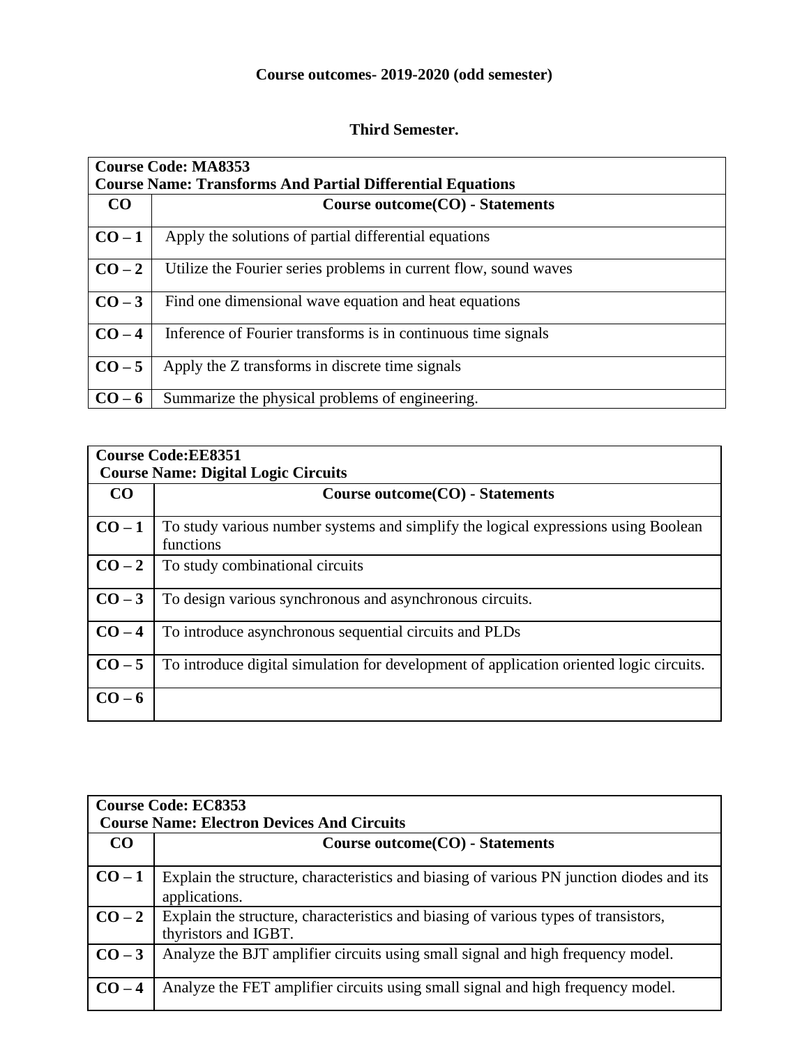**Course outcomes- 2019-2020 (odd semester)**

**Third Semester.**

| **Course Code: MA8353**<br>**Course Name: Transforms And Partial Differential Equations** | |
|---|---|
| **CO** | **Course outcome(CO) - Statements** |
| **CO – 1** | Apply the solutions of partial differential equations |
| **CO – 2** | Utilize the Fourier series problems in current flow, sound waves |
| **CO – 3** | Find one dimensional wave equation and heat equations |
| **CO – 4** | Inference of Fourier transforms is in continuous time signals |
| **CO – 5** | Apply the Z transforms in discrete time signals |
| **CO – 6** | Summarize the physical problems of engineering. |

| **Course Code:EE8351**<br>**Course Name: Digital Logic Circuits** | |
|---|---|
| **CO** | **Course outcome(CO) - Statements** |
| **CO – 1** | To study various number systems and simplify the logical expressions using Boolean functions |
| **CO – 2** | To study combinational circuits |
| **CO – 3** | To design various synchronous and asynchronous circuits. |
| **CO – 4** | To introduce asynchronous sequential circuits and PLDs |
| **CO – 5** | To introduce digital simulation for development of application oriented logic circuits. |
| **CO – 6** | |

| **Course Code: EC8353**<br>**Course Name: Electron Devices And Circuits** | |
|---|---|
| **CO** | **Course outcome(CO) - Statements** |
| **CO – 1** | Explain the structure, characteristics and biasing of various PN junction diodes and its applications. |
| **CO – 2** | Explain the structure, characteristics and biasing of various types of transistors, thyristors and IGBT. |
| **CO – 3** | Analyze the BJT amplifier circuits using small signal and high frequency model. |
| **CO – 4** | Analyze the FET amplifier circuits using small signal and high frequency model. |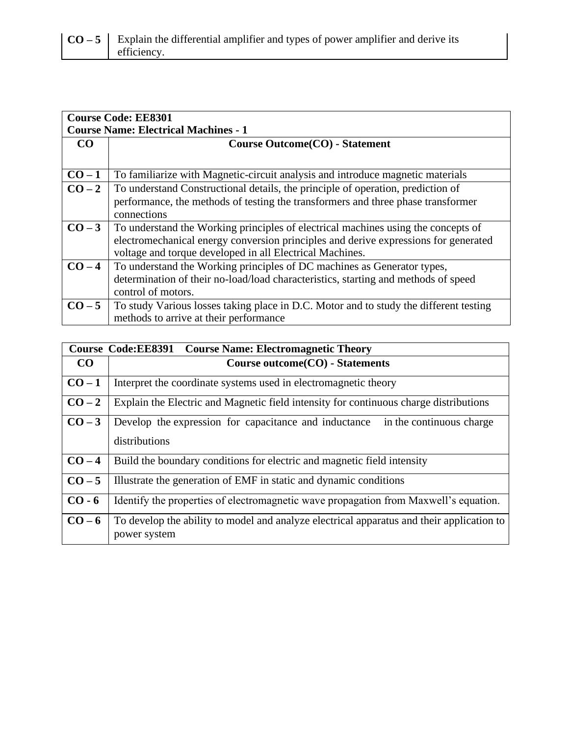| CO – 5 | Explain the differential amplifier and types of power amplifier and derive its efficiency. |
|---|---|

| **Course Code: EE8301**<br>**Course Name: Electrical Machines - 1** | |
|---|---|
| **CO** | **Course Outcome(CO) - Statement** |
| **CO – 1** | To familiarize with Magnetic-circuit analysis and introduce magnetic materials |
| **CO – 2** | To understand Constructional details, the principle of operation, prediction of performance, the methods of testing the transformers and three phase transformer connections |
| **CO – 3** | To understand the Working principles of electrical machines using the concepts of electromechanical energy conversion principles and derive expressions for generated voltage and torque developed in all Electrical Machines. |
| **CO – 4** | To understand the Working principles of DC machines as Generator types, determination of their no-load/load characteristics, starting and methods of speed control of motors. |
| **CO – 5** | To study Various losses taking place in D.C. Motor and to study the different testing methods to arrive at their performance |

| **Course Code:EE8391 Course Name: Electromagnetic Theory** | |
|---|---|
| **CO** | **Course outcome(CO) - Statements** |
| **CO – 1** | Interpret the coordinate systems used in electromagnetic theory |
| **CO – 2** | Explain the Electric and Magnetic field intensity for continuous charge distributions |
| **CO – 3** | Develop the expression for capacitance and inductance in the continuous charge distributions |
| **CO – 4** | Build the boundary conditions for electric and magnetic field intensity |
| **CO – 5** | Illustrate the generation of EMF in static and dynamic conditions |
| **CO - 6** | Identify the properties of electromagnetic wave propagation from Maxwell's equation. |
| **CO – 6** | To develop the ability to model and analyze electrical apparatus and their application to power system |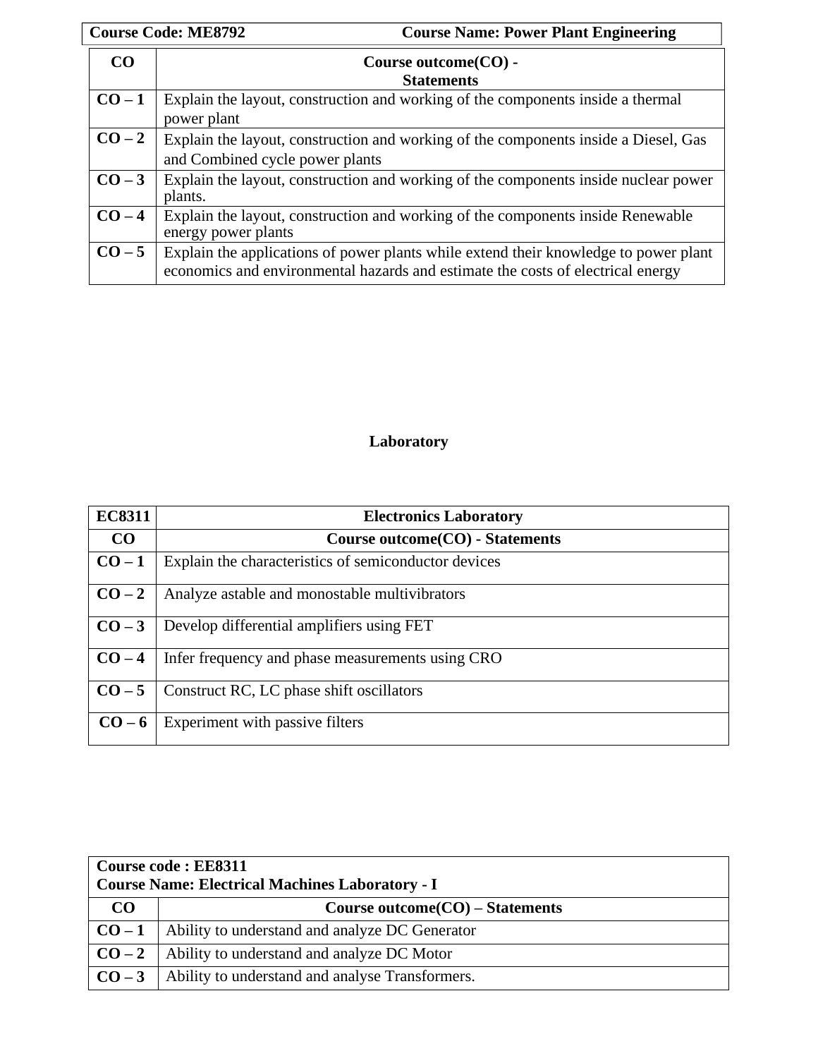| Course Code: ME8792 | Course Name: Power Plant Engineering |
|---|---|
| **CO** | **Course outcome(CO) - Statements** |
| **CO – 1** | Explain the layout, construction and working of the components inside a thermal power plant |
| **CO – 2** | Explain the layout, construction and working of the components inside a Diesel, Gas and Combined cycle power plants |
| **CO – 3** | Explain the layout, construction and working of the components inside nuclear power plants. |
| **CO – 4** | Explain the layout, construction and working of the components inside Renewable energy power plants |
| **CO – 5** | Explain the applications of power plants while extend their knowledge to power plant economics and environmental hazards and estimate the costs of electrical energy |

## Laboratory

| EC8311 | Electronics Laboratory |
|---|---|
| **CO** | **Course outcome(CO) - Statements** |
| **CO – 1** | Explain the characteristics of semiconductor devices |
| **CO – 2** | Analyze astable and monostable multivibrators |
| **CO – 3** | Develop differential amplifiers using FET |
| **CO – 4** | Infer frequency and phase measurements using CRO |
| **CO – 5** | Construct RC, LC phase shift oscillators |
| **CO – 6** | Experiment with passive filters |

| Course code : EE8311<br>Course Name: Electrical Machines Laboratory - I | |
|---|---|
| **CO** | **Course outcome(CO) – Statements** |
| **CO – 1** | Ability to understand and analyze DC Generator |
| **CO – 2** | Ability to understand and analyze DC Motor |
| **CO – 3** | Ability to understand and analyse Transformers. |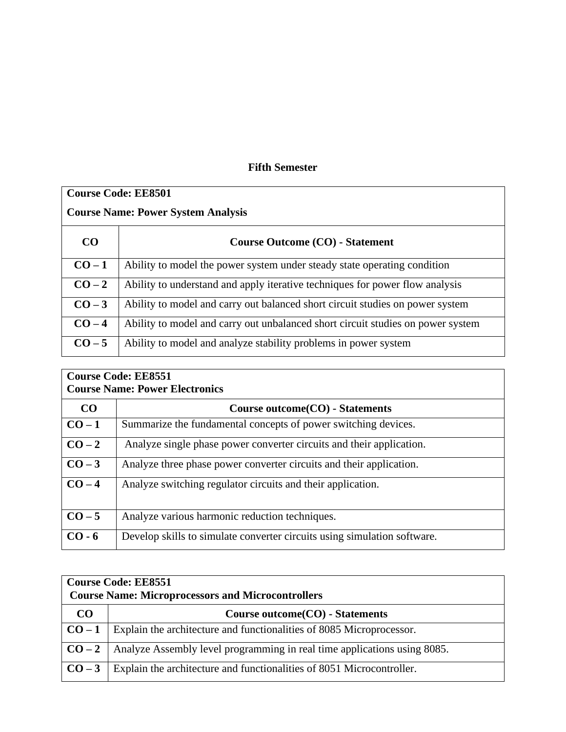## Fifth Semester

| Course Code: EE8501<br>Course Name: Power System Analysis | |
|---|---|
| **CO** | **Course Outcome (CO) - Statement** |
| **CO – 1** | Ability to model the power system under steady state operating condition |
| **CO – 2** | Ability to understand and apply iterative techniques for power flow analysis |
| **CO – 3** | Ability to model and carry out balanced short circuit studies on power system |
| **CO – 4** | Ability to model and carry out unbalanced short circuit studies on power system |
| **CO – 5** | Ability to model and analyze stability problems in power system |

| Course Code: EE8551<br>Course Name: Power Electronics | |
|---|---|
| **CO** | **Course outcome(CO) - Statements** |
| **CO – 1** | Summarize the fundamental concepts of power switching devices. |
| **CO – 2** | Analyze single phase power converter circuits and their application. |
| **CO – 3** | Analyze three phase power converter circuits and their application. |
| **CO – 4** | Analyze switching regulator circuits and their application. |
| **CO – 5** | Analyze various harmonic reduction techniques. |
| **CO - 6** | Develop skills to simulate converter circuits using simulation software. |

| Course Code: EE8551<br>Course Name: Microprocessors and Microcontrollers | |
|---|---|
| **CO** | **Course outcome(CO) - Statements** |
| **CO – 1** | Explain the architecture and functionalities of 8085 Microprocessor. |
| **CO – 2** | Analyze Assembly level programming in real time applications using 8085. |
| **CO – 3** | Explain the architecture and functionalities of 8051 Microcontroller. |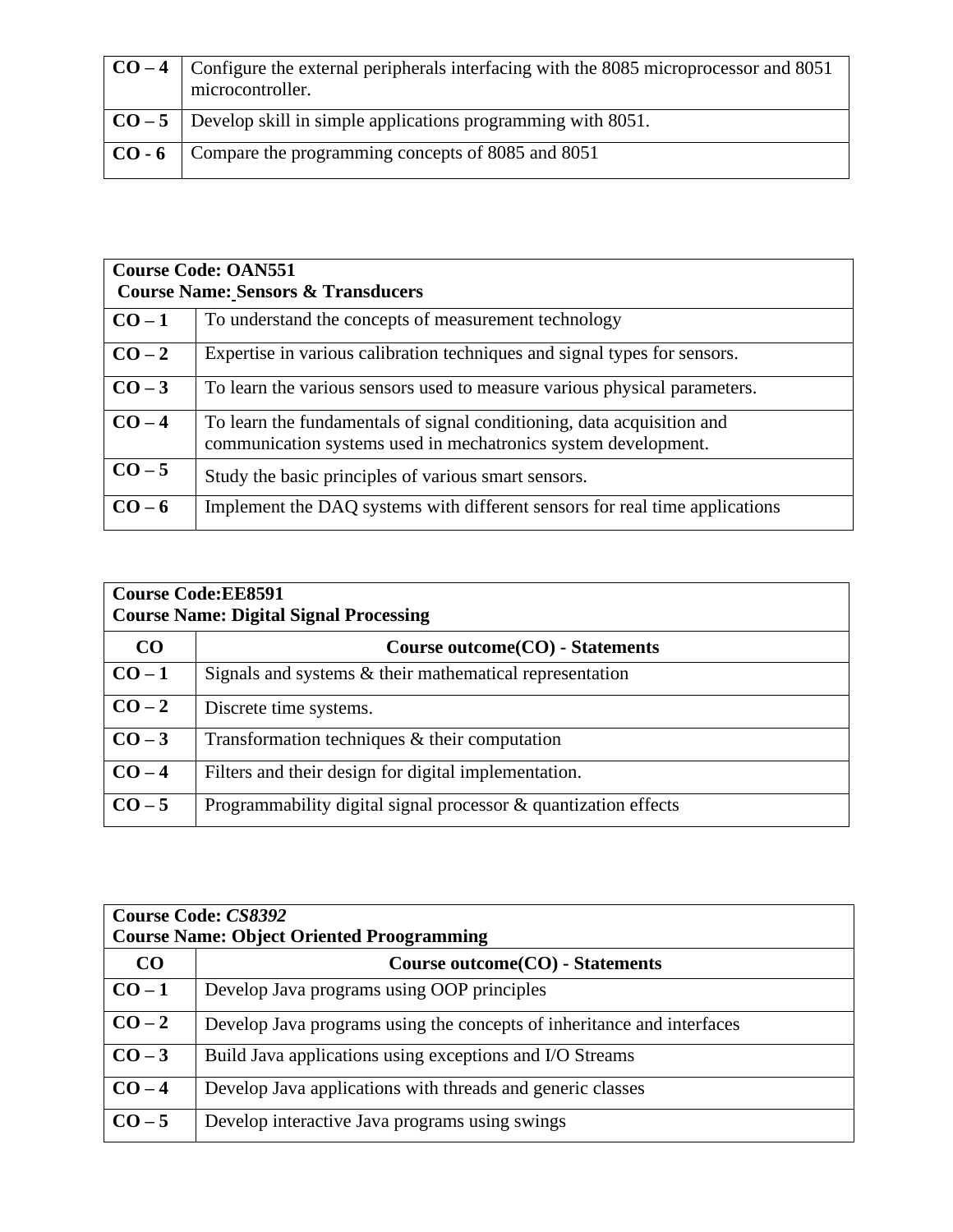| | |
|---|---|
| **CO – 4** | Configure the external peripherals interfacing with the 8085 microprocessor and 8051 microcontroller. |
| **CO – 5** | Develop skill in simple applications programming with 8051. |
| **CO - 6** | Compare the programming concepts of 8085 and 8051 |

| **Course Code: OAN551**<br>**Course Name: Sensors & Transducers** | |
|---|---|
| **CO – 1** | To understand the concepts of measurement technology |
| **CO – 2** | Expertise in various calibration techniques and signal types for sensors. |
| **CO – 3** | To learn the various sensors used to measure various physical parameters. |
| **CO – 4** | To learn the fundamentals of signal conditioning, data acquisition and communication systems used in mechatronics system development. |
| **CO – 5** | Study the basic principles of various smart sensors. |
| **CO – 6** | Implement the DAQ systems with different sensors for real time applications |

| **Course Code:EE8591**<br>**Course Name: Digital Signal Processing** | |
|---|---|
| **CO** | **Course outcome(CO) - Statements** |
| **CO – 1** | Signals and systems & their mathematical representation |
| **CO – 2** | Discrete time systems. |
| **CO – 3** | Transformation techniques & their computation |
| **CO – 4** | Filters and their design for digital implementation. |
| **CO – 5** | Programmability digital signal processor & quantization effects |

| **Course Code: *CS8392***<br>**Course Name: Object Oriented Proogramming** | |
|---|---|
| **CO** | **Course outcome(CO) - Statements** |
| **CO – 1** | Develop Java programs using OOP principles |
| **CO – 2** | Develop Java programs using the concepts of inheritance and interfaces |
| **CO – 3** | Build Java applications using exceptions and I/O Streams |
| **CO – 4** | Develop Java applications with threads and generic classes |
| **CO – 5** | Develop interactive Java programs using swings |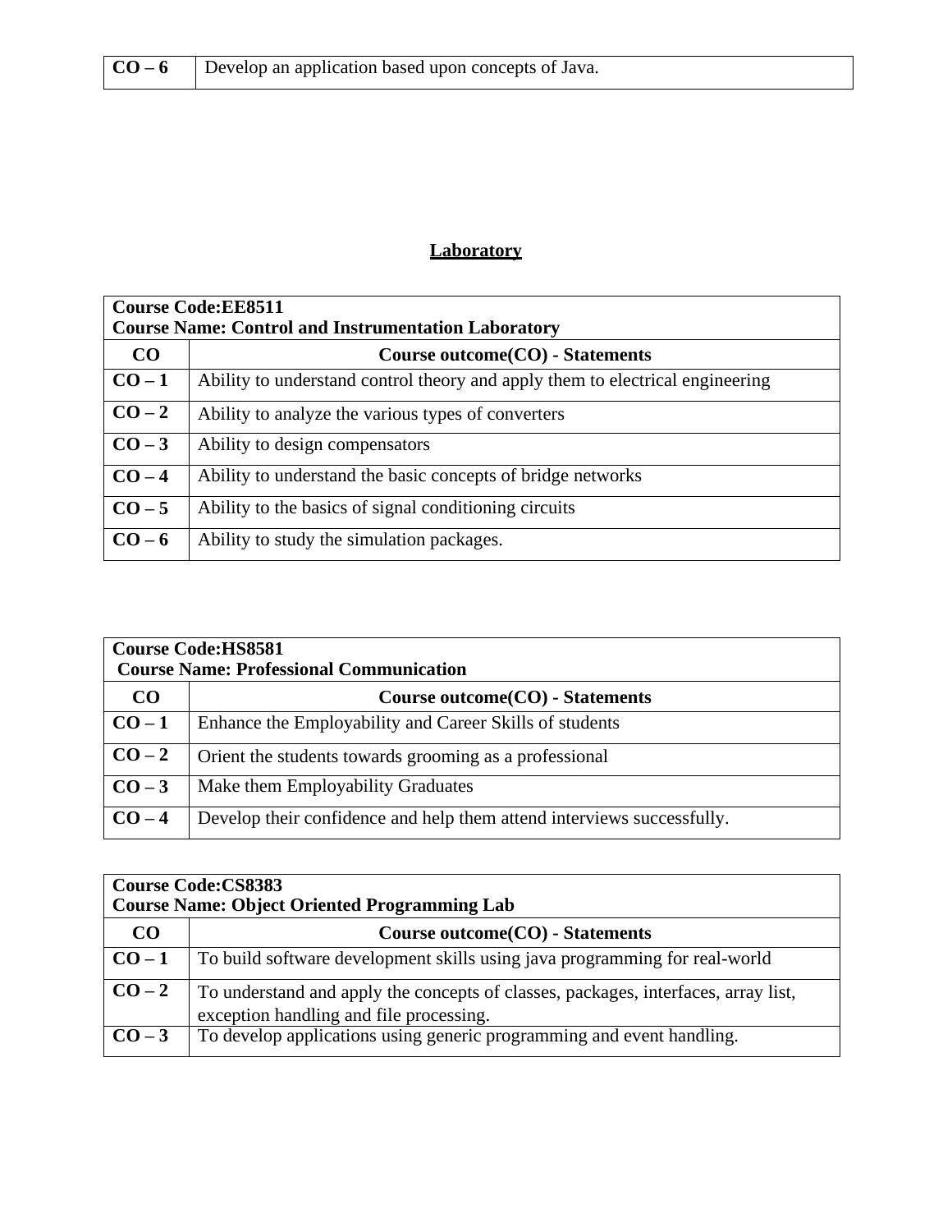| CO – 6 | Develop an application based upon concepts of Java. |
|---|---|

## Laboratory

| Course Code:EE8511 Course Name: Control and Instrumentation Laboratory | |
|---|---|
| **CO** | **Course outcome(CO) - Statements** |
| **CO – 1** | Ability to understand control theory and apply them to electrical engineering |
| **CO – 2** | Ability to analyze the various types of converters |
| **CO – 3** | Ability to design compensators |
| **CO – 4** | Ability to understand the basic concepts of bridge networks |
| **CO – 5** | Ability to the basics of signal conditioning circuits |
| **CO – 6** | Ability to study the simulation packages. |

| Course Code:HS8581 Course Name: Professional Communication | |
|---|---|
| **CO** | **Course outcome(CO) - Statements** |
| **CO – 1** | Enhance the Employability and Career Skills of students |
| **CO – 2** | Orient the students towards grooming as a professional |
| **CO – 3** | Make them Employability Graduates |
| **CO – 4** | Develop their confidence and help them attend interviews successfully. |

| Course Code:CS8383 Course Name: Object Oriented Programming Lab | |
|---|---|
| **CO** | **Course outcome(CO) - Statements** |
| **CO – 1** | To build software development skills using java programming for real-world |
| **CO – 2** | To understand and apply the concepts of classes, packages, interfaces, array list, exception handling and file processing. |
| **CO – 3** | To develop applications using generic programming and event handling. |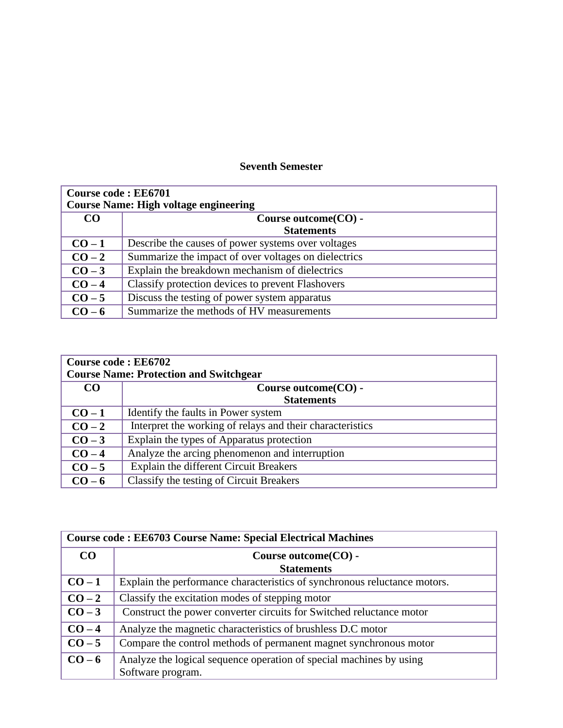## Seventh Semester

| Course code : EE6701<br>Course Name: High voltage engineering | |
|---|---|
| **CO** | **Course outcome(CO) - Statements** |
| **CO – 1** | Describe the causes of power systems over voltages |
| **CO – 2** | Summarize the impact of over voltages on dielectrics |
| **CO – 3** | Explain the breakdown mechanism of dielectrics |
| **CO – 4** | Classify protection devices to prevent Flashovers |
| **CO – 5** | Discuss the testing of power system apparatus |
| **CO – 6** | Summarize the methods of HV measurements |

| Course code : EE6702<br>Course Name: Protection and Switchgear | |
|---|---|
| **CO** | **Course outcome(CO) - Statements** |
| **CO – 1** | Identify the faults in Power system |
| **CO – 2** | Interpret the working of relays and their characteristics |
| **CO – 3** | Explain the types of Apparatus protection |
| **CO – 4** | Analyze the arcing phenomenon and interruption |
| **CO – 5** | Explain the different Circuit Breakers |
| **CO – 6** | Classify the testing of Circuit Breakers |

| Course code : EE6703 Course Name: Special Electrical Machines | |
|---|---|
| **CO** | **Course outcome(CO) - Statements** |
| **CO – 1** | Explain the performance characteristics of synchronous reluctance motors. |
| **CO – 2** | Classify the excitation modes of stepping motor |
| **CO – 3** | Construct the power converter circuits for Switched reluctance motor |
| **CO – 4** | Analyze the magnetic characteristics of brushless D.C motor |
| **CO – 5** | Compare the control methods of permanent magnet synchronous motor |
| **CO – 6** | Analyze the logical sequence operation of special machines by using Software program. |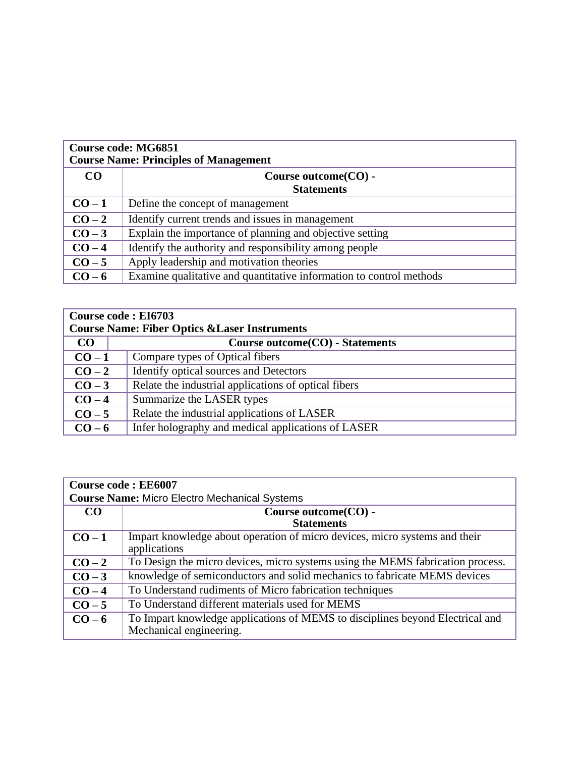| **Course code: MG6851**<br>**Course Name: Principles of Management** | |
|---|---|
| **CO** | **Course outcome(CO) - Statements** |
| **CO – 1** | Define the concept of management |
| **CO – 2** | Identify current trends and issues in management |
| **CO – 3** | Explain the importance of planning and objective setting |
| **CO – 4** | Identify the authority and responsibility among people |
| **CO – 5** | Apply leadership and motivation theories |
| **CO – 6** | Examine qualitative and quantitative information to control methods |

| **Course code : EI6703**<br>**Course Name: Fiber Optics &Laser Instruments** | |
|---|---|
| **CO** | **Course outcome(CO) - Statements** |
| **CO – 1** | Compare types of Optical fibers |
| **CO – 2** | Identify optical sources and Detectors |
| **CO – 3** | Relate the industrial applications of optical fibers |
| **CO – 4** | Summarize the LASER types |
| **CO – 5** | Relate the industrial applications of LASER |
| **CO – 6** | Infer holography and medical applications of LASER |

| **Course code : EE6007**<br>**Course Name:** Micro Electro Mechanical Systems | |
|---|---|
| **CO** | **Course outcome(CO) - Statements** |
| **CO – 1** | Impart knowledge about operation of micro devices, micro systems and their applications |
| **CO – 2** | To Design the micro devices, micro systems using the MEMS fabrication process. |
| **CO – 3** | knowledge of semiconductors and solid mechanics to fabricate MEMS devices |
| **CO – 4** | To Understand rudiments of Micro fabrication techniques |
| **CO – 5** | To Understand different materials used for MEMS |
| **CO – 6** | To Impart knowledge applications of MEMS to disciplines beyond Electrical and Mechanical engineering. |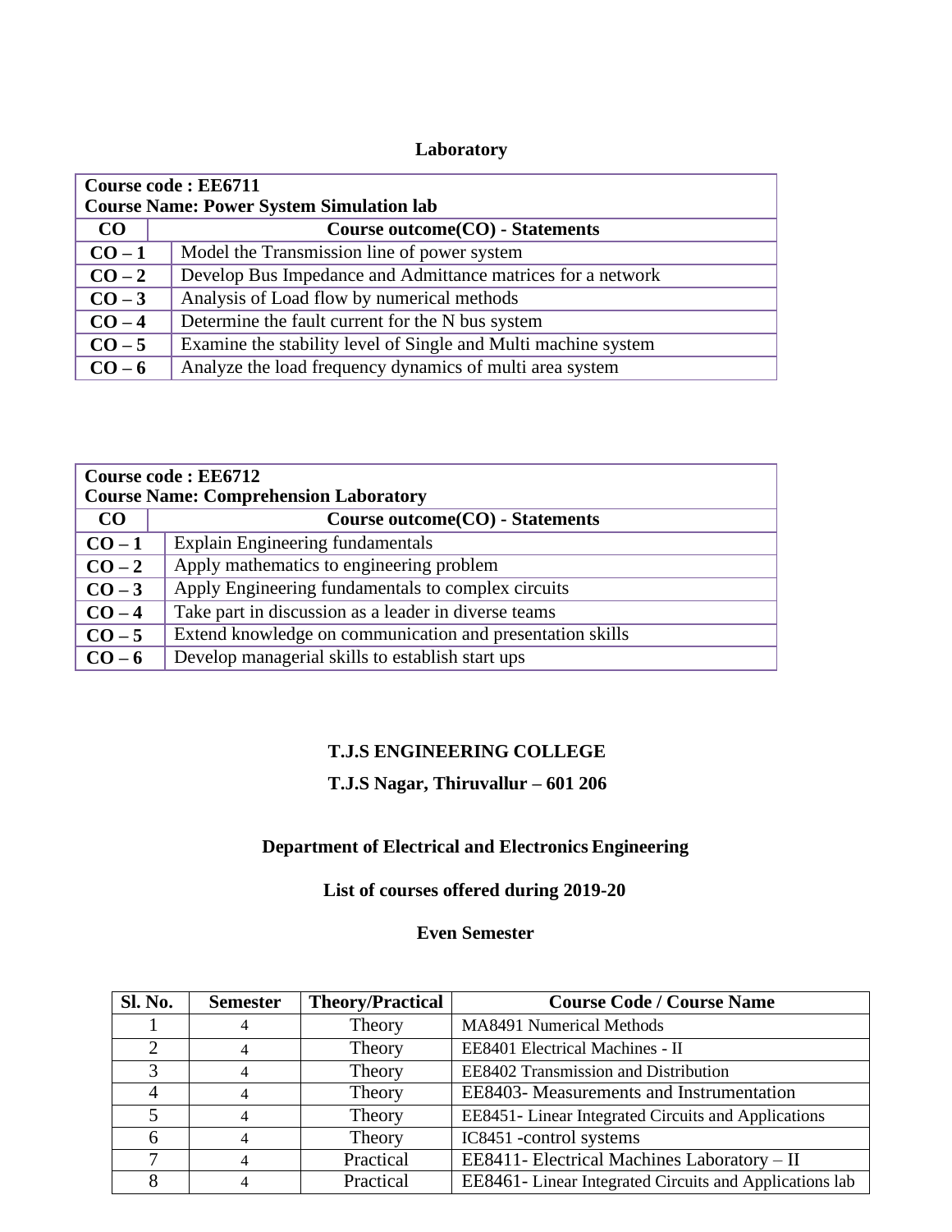## Laboratory

| Course code : EE6711<br>Course Name: Power System Simulation lab | |
|---|---|
| **CO** | **Course outcome(CO) - Statements** |
| **CO – 1** | Model the Transmission line of power system |
| **CO – 2** | Develop Bus Impedance and Admittance matrices for a network |
| **CO – 3** | Analysis of Load flow by numerical methods |
| **CO – 4** | Determine the fault current for the N bus system |
| **CO – 5** | Examine the stability level of Single and Multi machine system |
| **CO – 6** | Analyze the load frequency dynamics of multi area system |

| Course code : EE6712<br>Course Name: Comprehension Laboratory | |
|---|---|
| **CO** | **Course outcome(CO) - Statements** |
| **CO – 1** | Explain Engineering fundamentals |
| **CO – 2** | Apply mathematics to engineering problem |
| **CO – 3** | Apply Engineering fundamentals to complex circuits |
| **CO – 4** | Take part in discussion as a leader in diverse teams |
| **CO – 5** | Extend knowledge on communication and presentation skills |
| **CO – 6** | Develop managerial skills to establish start ups |

## T.J.S ENGINEERING COLLEGE

## T.J.S Nagar, Thiruvallur – 601 206

## Department of Electrical and Electronics Engineering

## List of courses offered during 2019-20

## Even Semester

| Sl. No. | Semester | Theory/Practical | Course Code / Course Name |
|---|---|---|---|
| 1 | 4 | Theory | MA8491 Numerical Methods |
| 2 | 4 | Theory | EE8401 Electrical Machines - II |
| 3 | 4 | Theory | EE8402 Transmission and Distribution |
| 4 | 4 | Theory | EE8403- Measurements and Instrumentation |
| 5 | 4 | Theory | EE8451- Linear Integrated Circuits and Applications |
| 6 | 4 | Theory | IC8451 -control systems |
| 7 | 4 | Practical | EE8411- Electrical Machines Laboratory – II |
| 8 | 4 | Practical | EE8461- Linear Integrated Circuits and Applications lab |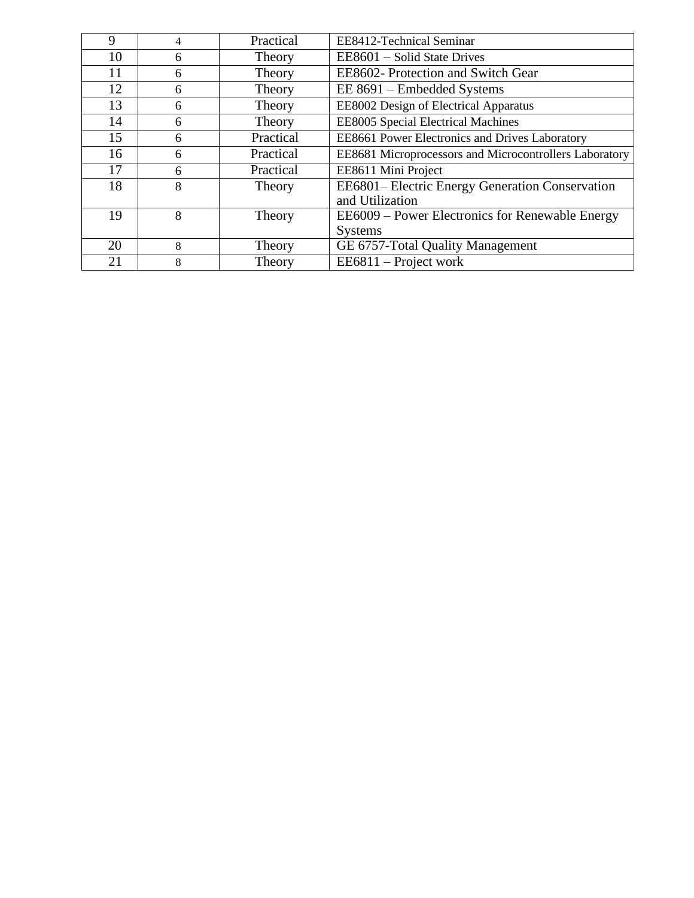| 9 | 4 | Practical | EE8412-Technical Seminar |
|---|---|---|---|
| 10 | 6 | Theory | EE8601 – Solid State Drives |
| 11 | 6 | Theory | EE8602- Protection and Switch Gear |
| 12 | 6 | Theory | EE 8691 – Embedded Systems |
| 13 | 6 | Theory | EE8002 Design of Electrical Apparatus |
| 14 | 6 | Theory | EE8005 Special Electrical Machines |
| 15 | 6 | Practical | EE8661 Power Electronics and Drives Laboratory |
| 16 | 6 | Practical | EE8681 Microprocessors and Microcontrollers Laboratory |
| 17 | 6 | Practical | EE8611 Mini Project |
| 18 | 8 | Theory | EE6801– Electric Energy Generation Conservation and Utilization |
| 19 | 8 | Theory | EE6009 – Power Electronics for Renewable Energy Systems |
| 20 | 8 | Theory | GE 6757-Total Quality Management |
| 21 | 8 | Theory | EE6811 – Project work |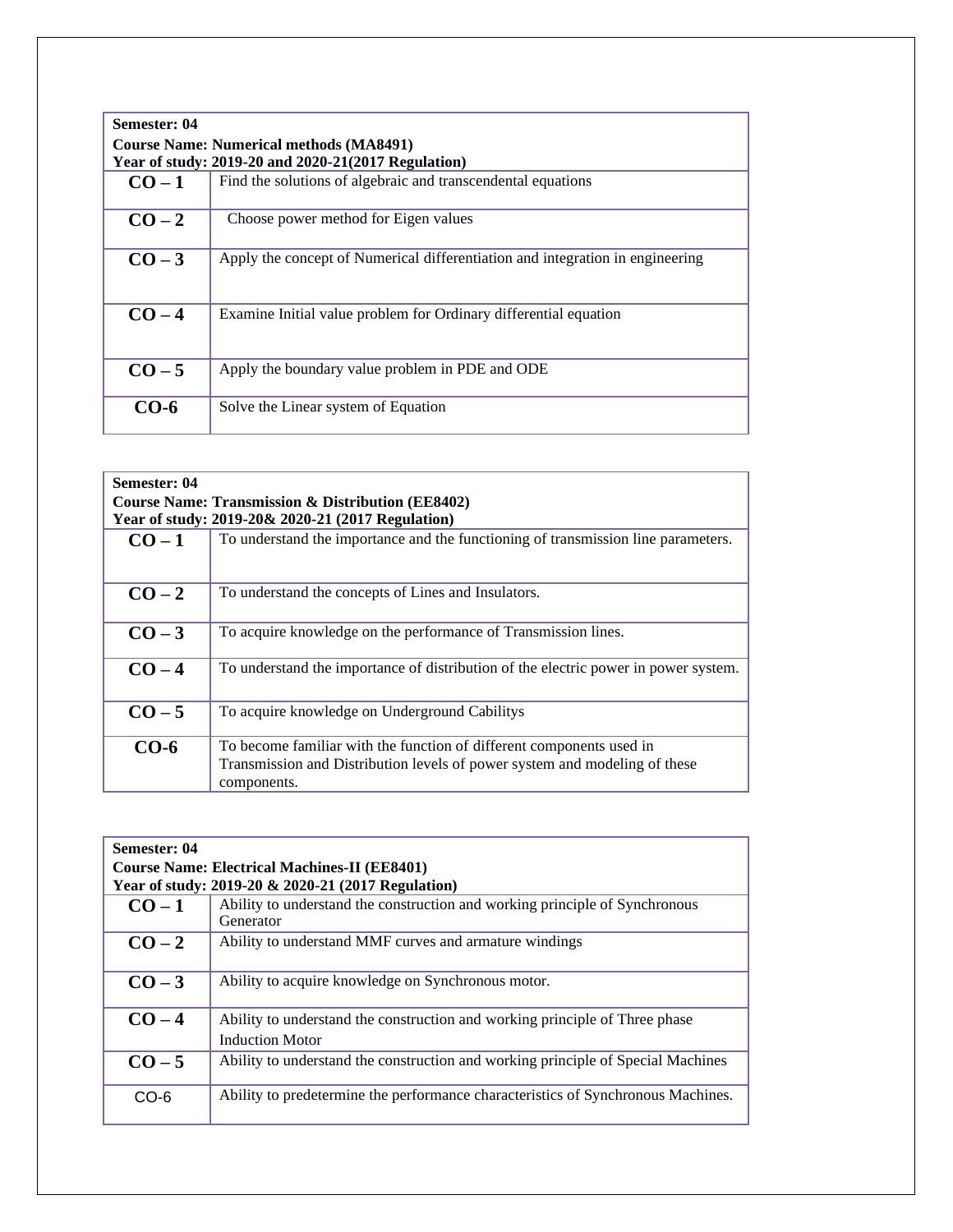| Semester: 04<br>Course Name: Numerical methods (MA8491)<br>Year of study: 2019-20 and 2020-21(2017 Regulation) | |
|---|---|
| **CO – 1** | Find the solutions of algebraic and transcendental equations |
| **CO – 2** | Choose power method for Eigen values |
| **CO – 3** | Apply the concept of Numerical differentiation and integration in engineering |
| **CO – 4** | Examine Initial value problem for Ordinary differential equation |
| **CO – 5** | Apply the boundary value problem in PDE and ODE |
| **CO-6** | Solve the Linear system of Equation |

| Semester: 04<br>Course Name: Transmission & Distribution (EE8402)<br>Year of study: 2019-20& 2020-21 (2017 Regulation) | |
|---|---|
| **CO – 1** | To understand the importance and the functioning of transmission line parameters. |
| **CO – 2** | To understand the concepts of Lines and Insulators. |
| **CO – 3** | To acquire knowledge on the performance of Transmission lines. |
| **CO – 4** | To understand the importance of distribution of the electric power in power system. |
| **CO – 5** | To acquire knowledge on Underground Cabilitys |
| **CO-6** | To become familiar with the function of different components used in Transmission and Distribution levels of power system and modeling of these components. |

| Semester: 04<br>Course Name: Electrical Machines-II (EE8401)<br>Year of study: 2019-20 & 2020-21 (2017 Regulation) | |
|---|---|
| **CO – 1** | Ability to understand the construction and working principle of Synchronous Generator |
| **CO – 2** | Ability to understand MMF curves and armature windings |
| **CO – 3** | Ability to acquire knowledge on Synchronous motor. |
| **CO – 4** | Ability to understand the construction and working principle of Three phase Induction Motor |
| **CO – 5** | Ability to understand the construction and working principle of Special Machines |
| CO-6 | Ability to predetermine the performance characteristics of Synchronous Machines. |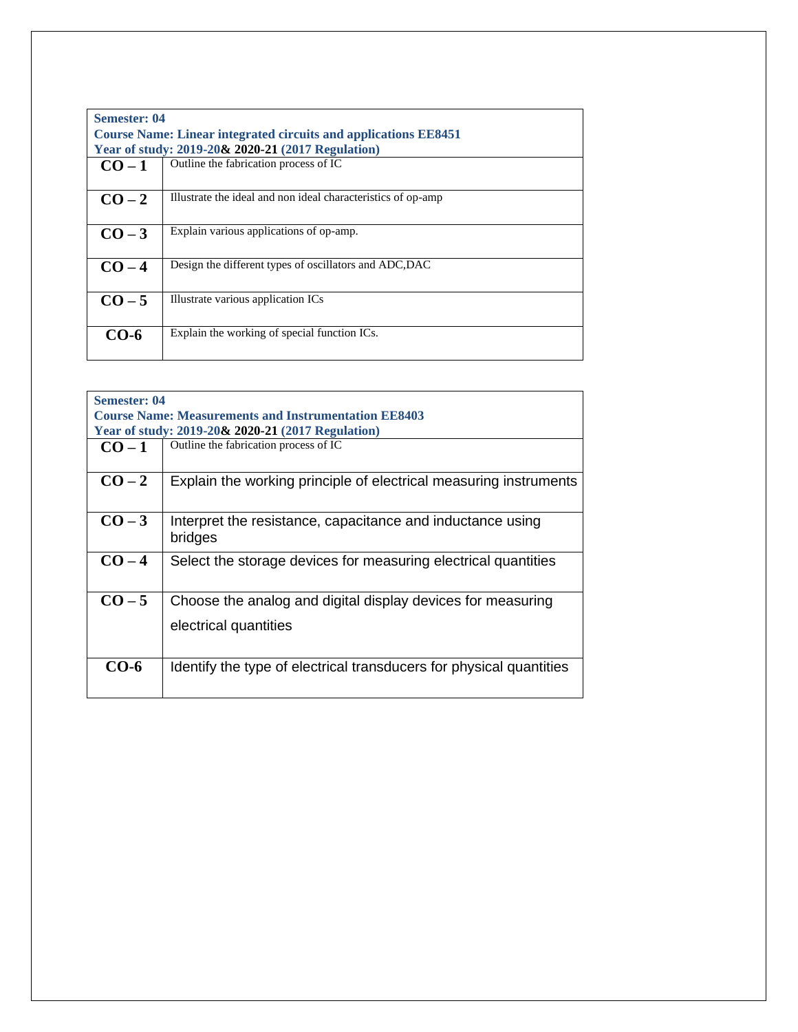| **Semester: 04**<br>**Course Name: Linear integrated circuits and applications EE8451**<br>**Year of study: 2019-20& 2020-21 (2017 Regulation)** | |
|---|---|
| **CO – 1** | Outline the fabrication process of IC |
| **CO – 2** | Illustrate the ideal and non ideal characteristics of op-amp |
| **CO – 3** | Explain various applications of op-amp. |
| **CO – 4** | Design the different types of oscillators and ADC,DAC |
| **CO – 5** | Illustrate various application ICs |
| **CO-6** | Explain the working of special function ICs. |

| **Semester: 04**<br>**Course Name: Measurements and Instrumentation EE8403**<br>**Year of study: 2019-20& 2020-21 (2017 Regulation)** | |
|---|---|
| **CO – 1** | Outline the fabrication process of IC |
| **CO – 2** | Explain the working principle of electrical measuring instruments |
| **CO – 3** | Interpret the resistance, capacitance and inductance using bridges |
| **CO – 4** | Select the storage devices for measuring electrical quantities |
| **CO – 5** | Choose the analog and digital display devices for measuring electrical quantities |
| **CO-6** | Identify the type of electrical transducers for physical quantities |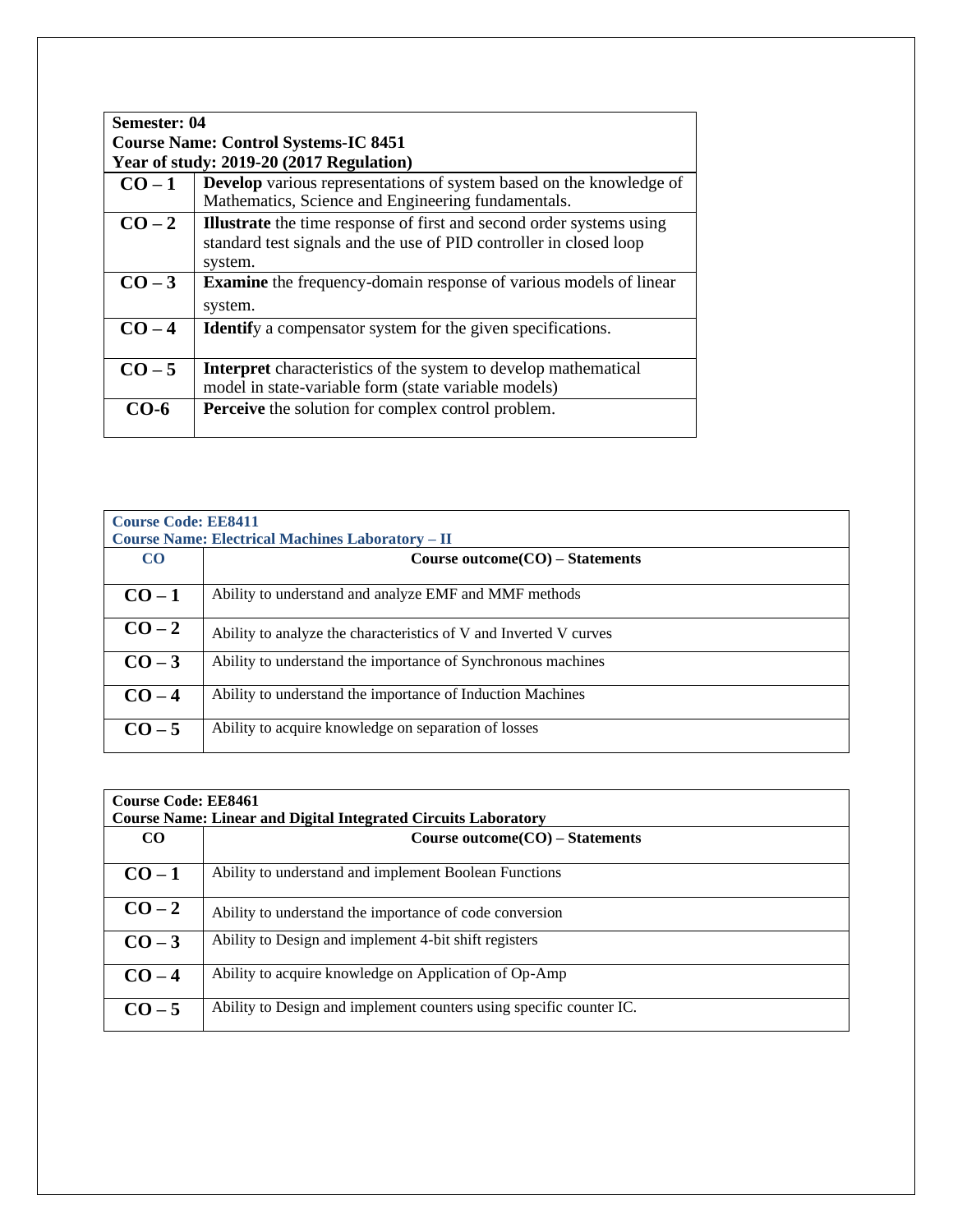| **Semester: 04**<br>**Course Name: Control Systems-IC 8451**<br>**Year of study: 2019-20 (2017 Regulation)** | |
|---|---|
| **CO – 1** | **Develop** various representations of system based on the knowledge of Mathematics, Science and Engineering fundamentals. |
| **CO – 2** | **Illustrate** the time response of first and second order systems using standard test signals and the use of PID controller in closed loop system. |
| **CO – 3** | **Examine** the frequency-domain response of various models of linear system. |
| **CO – 4** | **Identif**y a compensator system for the given specifications. |
| **CO – 5** | **Interpret** characteristics of the system to develop mathematical model in state-variable form (state variable models) |
| **CO-6** | **Perceive** the solution for complex control problem. |

| **Course Code: EE8411**<br>**Course Name: Electrical Machines Laboratory – II** | |
|---|---|
| **CO** | **Course outcome(CO) – Statements** |
| **CO – 1** | Ability to understand and analyze EMF and MMF methods |
| **CO – 2** | Ability to analyze the characteristics of V and Inverted V curves |
| **CO – 3** | Ability to understand the importance of Synchronous machines |
| **CO – 4** | Ability to understand the importance of Induction Machines |
| **CO – 5** | Ability to acquire knowledge on separation of losses |

| **Course Code: EE8461**<br>**Course Name: Linear and Digital Integrated Circuits Laboratory** | |
|---|---|
| **CO** | **Course outcome(CO) – Statements** |
| **CO – 1** | Ability to understand and implement Boolean Functions |
| **CO – 2** | Ability to understand the importance of code conversion |
| **CO – 3** | Ability to Design and implement 4-bit shift registers |
| **CO – 4** | Ability to acquire knowledge on Application of Op-Amp |
| **CO – 5** | Ability to Design and implement counters using specific counter IC. |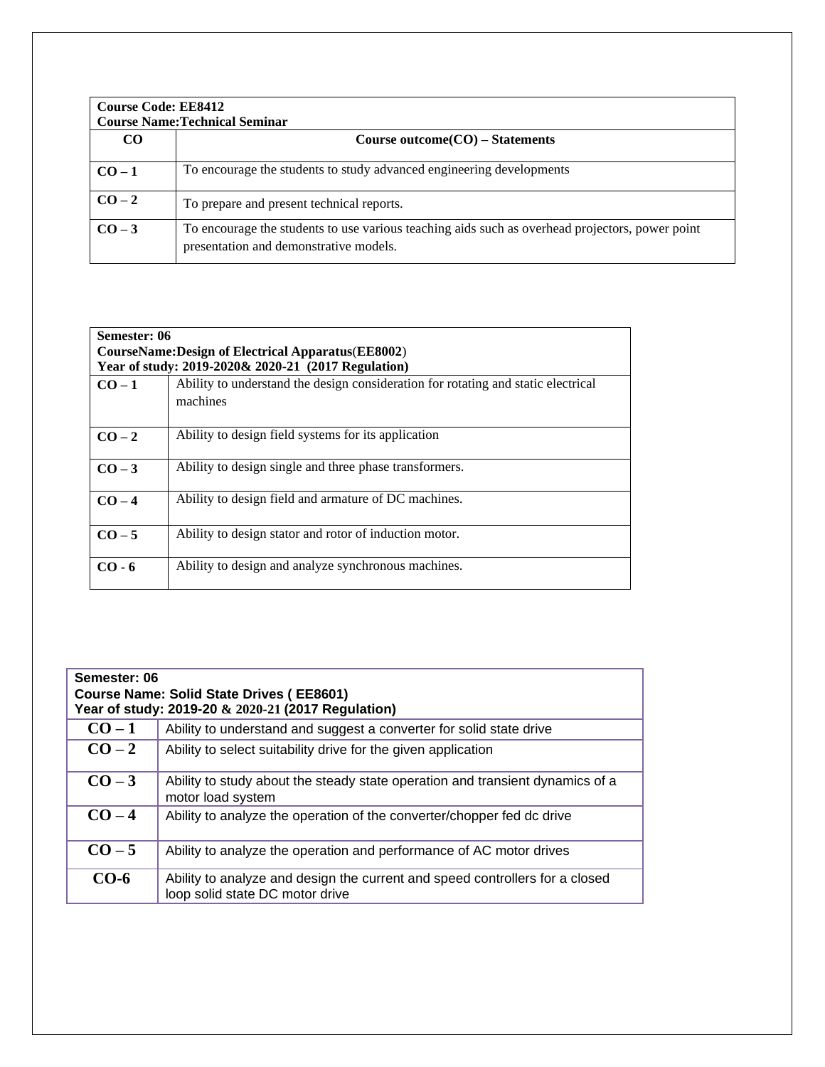| **Course Code: EE8412**<br>**Course Name:Technical Seminar** | |
|---|---|
| **CO** | **Course outcome(CO) – Statements** |
| **CO – 1** | To encourage the students to study advanced engineering developments |
| **CO – 2** | To prepare and present technical reports. |
| **CO – 3** | To encourage the students to use various teaching aids such as overhead projectors, power point presentation and demonstrative models. |

| **Semester: 06**<br>**CourseName:Design of Electrical Apparatus**(**EE8002**)<br>**Year of study: 2019-2020& 2020-21 (2017 Regulation)** | |
|---|---|
| **CO – 1** | Ability to understand the design consideration for rotating and static electrical machines |
| **CO – 2** | Ability to design field systems for its application |
| **CO – 3** | Ability to design single and three phase transformers. |
| **CO – 4** | Ability to design field and armature of DC machines. |
| **CO – 5** | Ability to design stator and rotor of induction motor. |
| **CO - 6** | Ability to design and analyze synchronous machines. |

| **Semester: 06**<br>**Course Name: Solid State Drives ( EE8601)**<br>**Year of study: 2019-20 & 2020-21 (2017 Regulation)** | |
|---|---|
| **CO – 1** | Ability to understand and suggest a converter for solid state drive |
| **CO – 2** | Ability to select suitability drive for the given application |
| **CO – 3** | Ability to study about the steady state operation and transient dynamics of a motor load system |
| **CO – 4** | Ability to analyze the operation of the converter/chopper fed dc drive |
| **CO – 5** | Ability to analyze the operation and performance of AC motor drives |
| **CO-6** | Ability to analyze and design the current and speed controllers for a closed loop solid state DC motor drive |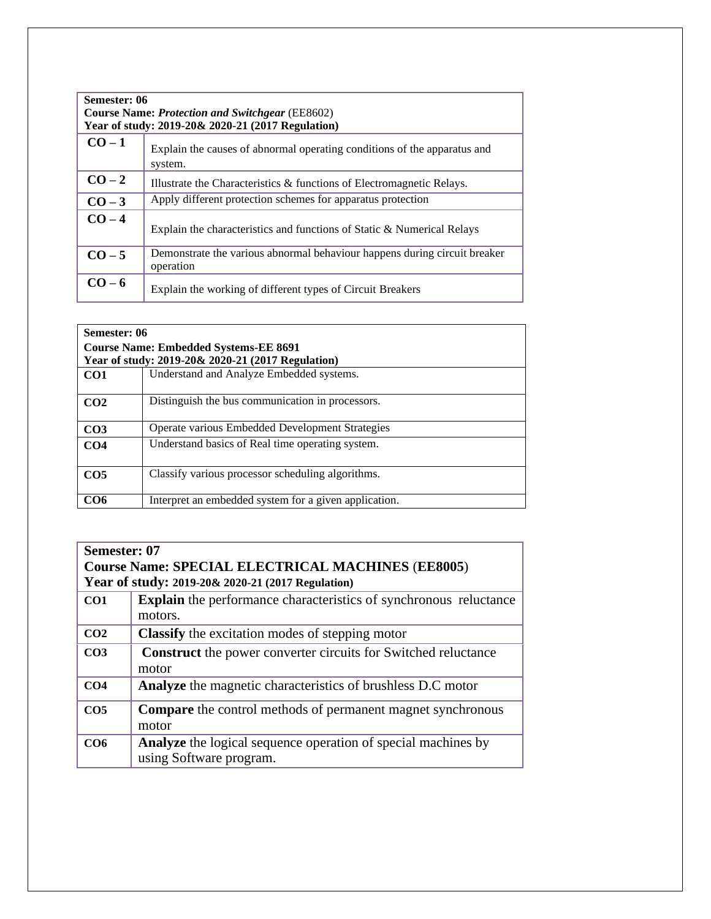| **Semester: 06**<br>**Course Name: *Protection and Switchgear*** (EE8602)<br>**Year of study: 2019-20& 2020-21 (2017 Regulation)** | |
|---|---|
| **CO – 1** | Explain the causes of abnormal operating conditions of the apparatus and system. |
| **CO – 2** | Illustrate the Characteristics & functions of Electromagnetic Relays. |
| **CO – 3** | Apply different protection schemes for apparatus protection |
| **CO – 4** | Explain the characteristics and functions of Static & Numerical Relays |
| **CO – 5** | Demonstrate the various abnormal behaviour happens during circuit breaker operation |
| **CO – 6** | Explain the working of different types of Circuit Breakers |

| **Semester: 06**<br>**Course Name: Embedded Systems-EE 8691**<br>**Year of study: 2019-20& 2020-21 (2017 Regulation)** | |
|---|---|
| **CO1** | Understand and Analyze Embedded systems. |
| **CO2** | Distinguish the bus communication in processors. |
| **CO3** | Operate various Embedded Development Strategies |
| **CO4** | Understand basics of Real time operating system. |
| **CO5** | Classify various processor scheduling algorithms. |
| **CO6** | Interpret an embedded system for a given application. |

| **Semester: 07**<br>**Course Name: SPECIAL ELECTRICAL MACHINES** (**EE8005**)<br>**Year of study: 2019-20& 2020-21 (2017 Regulation)** | |
|---|---|
| **CO1** | **Explain** the performance characteristics of synchronous reluctance motors. |
| **CO2** | **Classify** the excitation modes of stepping motor |
| **CO3** | **Construct** the power converter circuits for Switched reluctance motor |
| **CO4** | **Analyze** the magnetic characteristics of brushless D.C motor |
| **CO5** | **Compare** the control methods of permanent magnet synchronous motor |
| **CO6** | **Analyze** the logical sequence operation of special machines by using Software program. |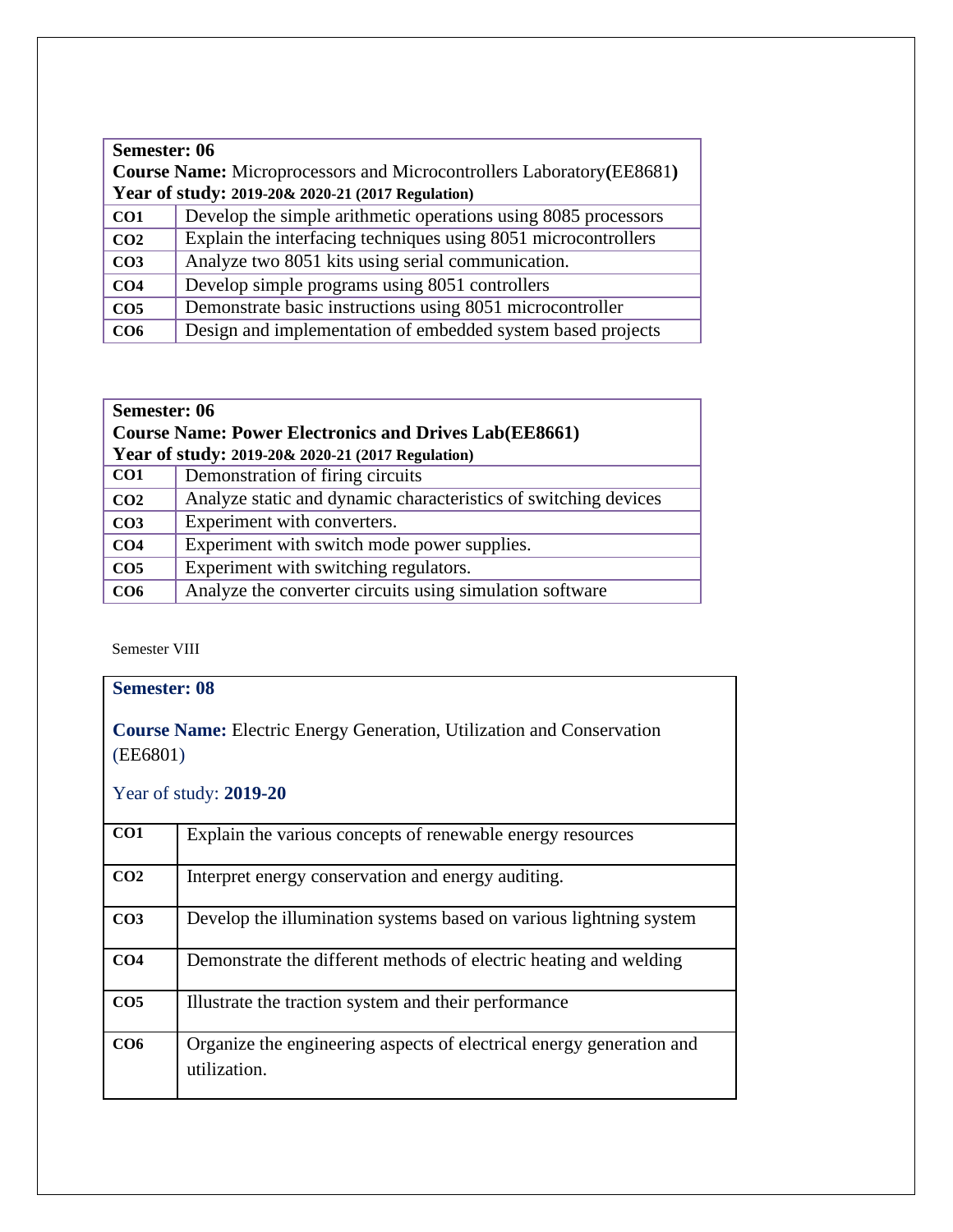| **Semester: 06**<br>**Course Name:** Microprocessors and Microcontrollers Laboratory**(**EE8681**)**<br>**Year of study: 2019-20& 2020-21 (2017 Regulation)** | |
|---|---|
| **CO1** | Develop the simple arithmetic operations using 8085 processors |
| **CO2** | Explain the interfacing techniques using 8051 microcontrollers |
| **CO3** | Analyze two 8051 kits using serial communication. |
| **CO4** | Develop simple programs using 8051 controllers |
| **CO5** | Demonstrate basic instructions using 8051 microcontroller |
| **CO6** | Design and implementation of embedded system based projects |

| **Semester: 06**<br>**Course Name: Power Electronics and Drives Lab(EE8661)**<br>**Year of study: 2019-20& 2020-21 (2017 Regulation)** | |
|---|---|
| **CO1** | Demonstration of firing circuits |
| **CO2** | Analyze static and dynamic characteristics of switching devices |
| **CO3** | Experiment with converters. |
| **CO4** | Experiment with switch mode power supplies. |
| **CO5** | Experiment with switching regulators. |
| **CO6** | Analyze the converter circuits using simulation software |

Semester VIII

| **Semester: 08**<br><br>**Course Name:** Electric Energy Generation, Utilization and Conservation (EE6801)<br><br>Year of study: **2019-20** | |
|---|---|
| **CO1** | Explain the various concepts of renewable energy resources |
| **CO2** | Interpret energy conservation and energy auditing. |
| **CO3** | Develop the illumination systems based on various lightning system |
| **CO4** | Demonstrate the different methods of electric heating and welding |
| **CO5** | Illustrate the traction system and their performance |
| **CO6** | Organize the engineering aspects of electrical energy generation and utilization. |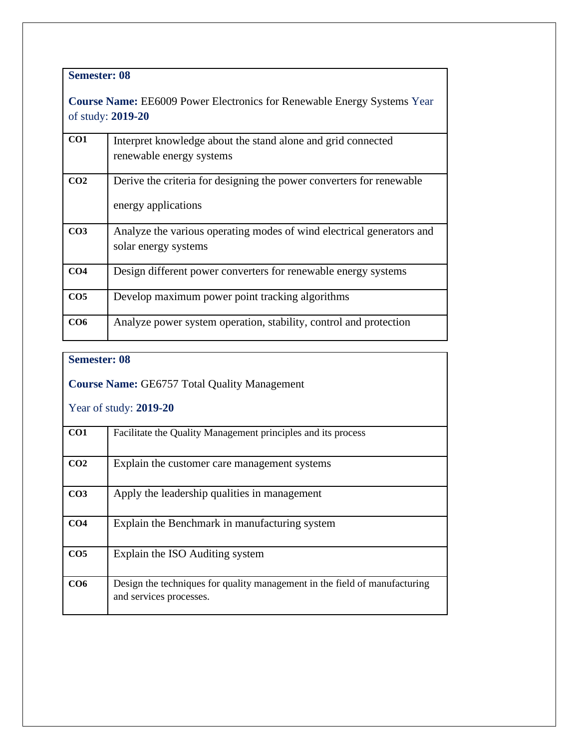**Semester: 08**

**Course Name:** EE6009 Power Electronics for Renewable Energy Systems Year of study: **2019-20**

| | |
|---|---|
| **CO1** | Interpret knowledge about the stand alone and grid connected renewable energy systems |
| **CO2** | Derive the criteria for designing the power converters for renewable energy applications |
| **CO3** | Analyze the various operating modes of wind electrical generators and solar energy systems |
| **CO4** | Design different power converters for renewable energy systems |
| **CO5** | Develop maximum power point tracking algorithms |
| **CO6** | Analyze power system operation, stability, control and protection |

**Semester: 08**

**Course Name:** GE6757 Total Quality Management

Year of study: **2019-20**

| | |
|---|---|
| **CO1** | Facilitate the Quality Management principles and its process |
| **CO2** | Explain the customer care management systems |
| **CO3** | Apply the leadership qualities in management |
| **CO4** | Explain the Benchmark in manufacturing system |
| **CO5** | Explain the ISO Auditing system |
| **CO6** | Design the techniques for quality management in the field of manufacturing and services processes. |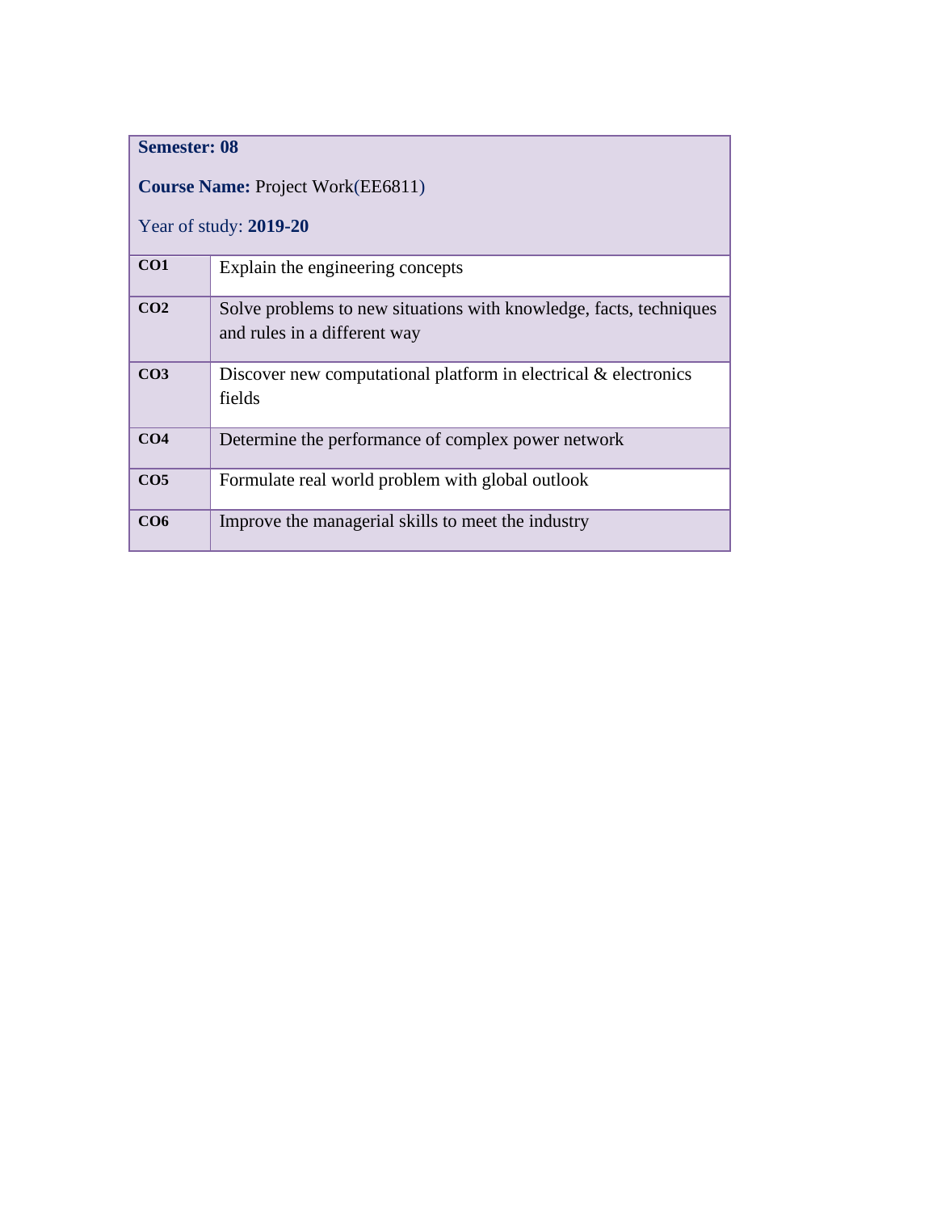**Semester: 08**

**Course Name:** Project Work(EE6811)

Year of study: **2019-20**

| | |
|---|---|
| **CO1** | Explain the engineering concepts |
| **CO2** | Solve problems to new situations with knowledge, facts, techniques and rules in a different way |
| **CO3** | Discover new computational platform in electrical & electronics fields |
| **CO4** | Determine the performance of complex power network |
| **CO5** | Formulate real world problem with global outlook |
| **CO6** | Improve the managerial skills to meet the industry |